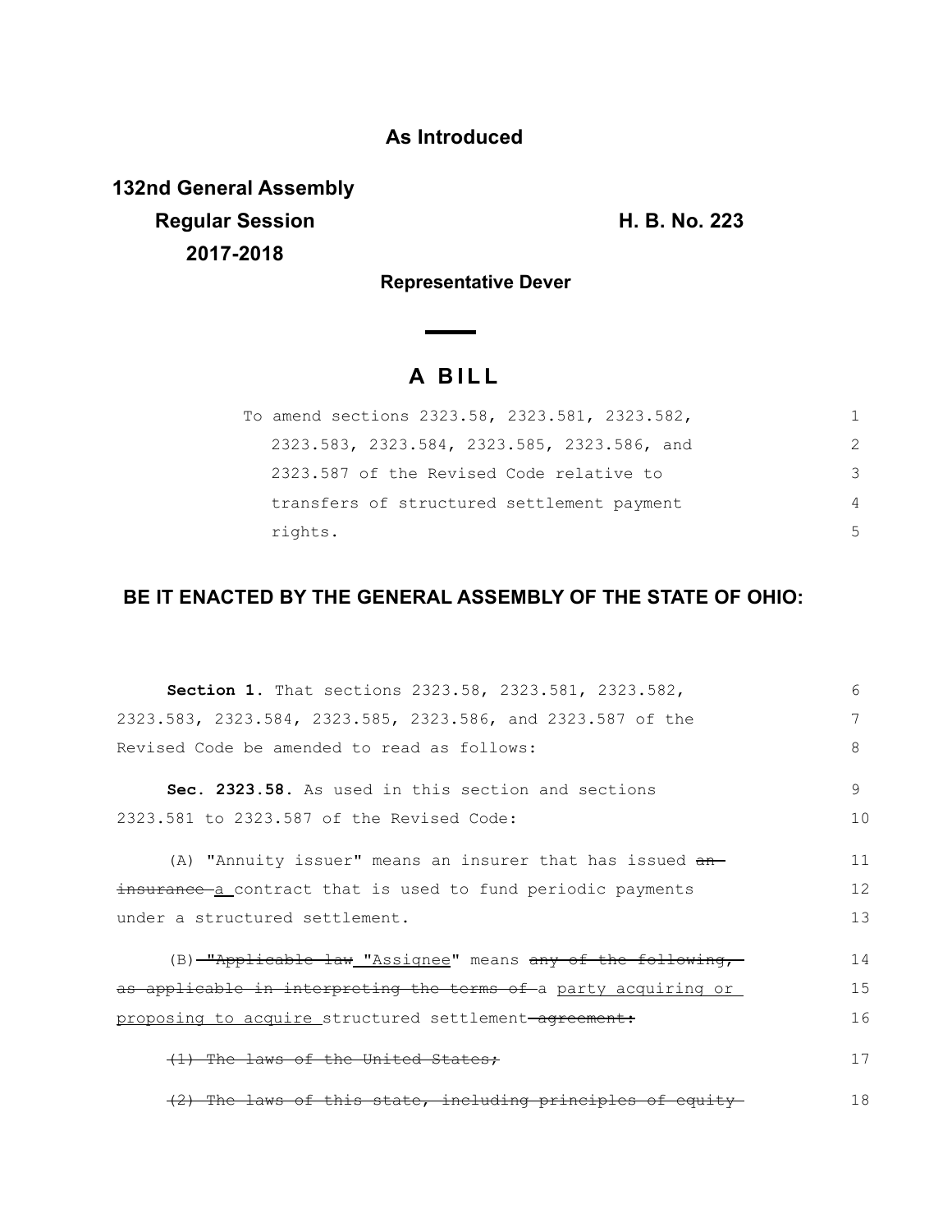**As Introduced**

**132nd General Assembly**
**Regular Session**
**2017-2018**

**H. B. No. 223**

**Representative Dever**

# A BILL

To amend sections 2323.58, 2323.581, 2323.582, 2323.583, 2323.584, 2323.585, 2323.586, and 2323.587 of the Revised Code relative to transfers of structured settlement payment rights.

## BE IT ENACTED BY THE GENERAL ASSEMBLY OF THE STATE OF OHIO:

**Section 1.** That sections 2323.58, 2323.581, 2323.582, 2323.583, 2323.584, 2323.585, 2323.586, and 2323.587 of the Revised Code be amended to read as follows:

**Sec. 2323.58.** As used in this section and sections 2323.581 to 2323.587 of the Revised Code:

(A) "Annuity issuer" means an insurer that has issued ~~an insurance~~ a contract that is used to fund periodic payments under a structured settlement.

(B) ~~"Applicable law~~ "Assignee" means ~~any of the following, as applicable in interpreting the terms of~~ a party acquiring or proposing to acquire structured settlement ~~agreement:~~

~~(1) The laws of the United States;~~

~~(2) The laws of this state, including principles of equity~~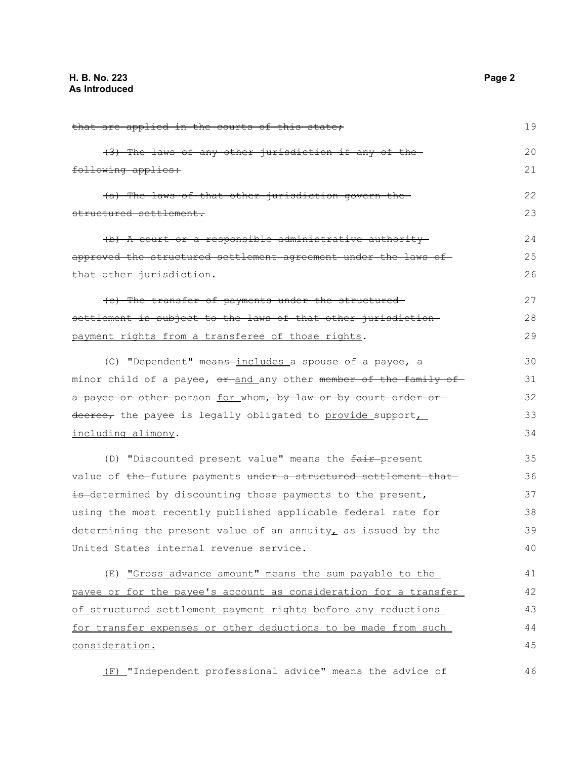~~that are applied in the courts of this state;~~

~~(3) The laws of any other jurisdiction if any of the following applies:~~

~~(a) The laws of that other jurisdiction govern the structured settlement.~~

~~(b) A court or a responsible administrative authority approved the structured settlement agreement under the laws of that other jurisdiction.~~

~~(c) The transfer of payments under the structured settlement is subject to the laws of that other jurisdiction~~ <u>payment rights from a transferee of those rights</u>.

(C) "Dependent" ~~means~~ <u>includes</u> a spouse of a payee, a minor child of a payee, ~~or~~ <u>and</u> any other ~~member of the family of a payee or other~~ person <u>for</u> whom~~, by law or by court order or decree,~~ the payee is legally obligated to <u>provide</u> support<u>, including alimony</u>.

(D) "Discounted present value" means the ~~fair~~ present value of ~~the~~ future payments ~~under a structured settlement that is~~ determined by discounting those payments to the present, using the most recently published applicable federal rate for determining the present value of an annuity<u>,</u> as issued by the United States internal revenue service.

(E) <u>"Gross advance amount" means the sum payable to the payee or for the payee's account as consideration for a transfer of structured settlement payment rights before any reductions for transfer expenses or other deductions to be made from such consideration.</u>

<u>(F)</u> "Independent professional advice" means the advice of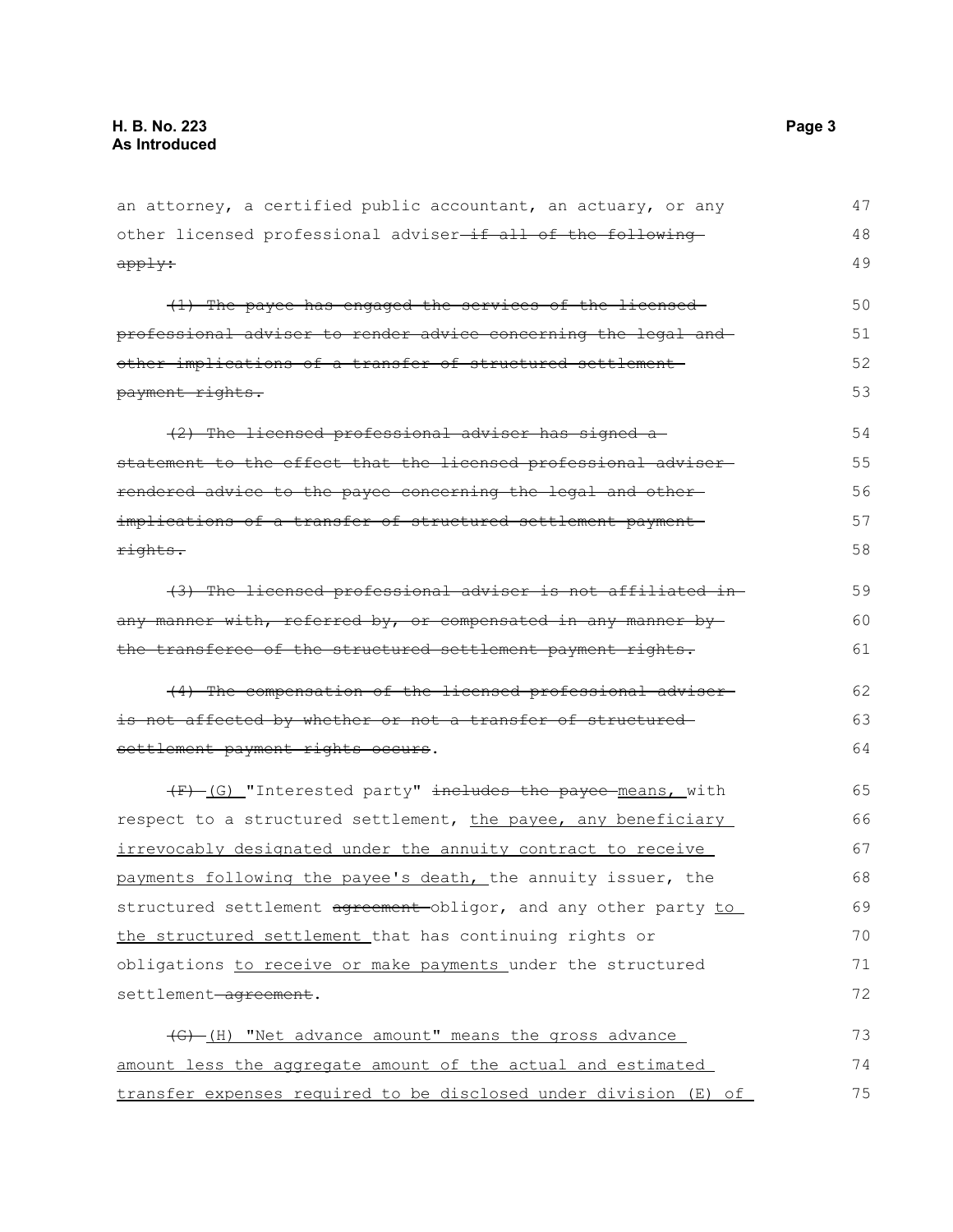an attorney, a certified public accountant, an actuary, or any other licensed professional adviser ~~if all of the following apply:~~

~~(1) The payee has engaged the services of the licensed professional adviser to render advice concerning the legal and other implications of a transfer of structured settlement payment rights.~~

~~(2) The licensed professional adviser has signed a statement to the effect that the licensed professional adviser rendered advice to the payee concerning the legal and other implications of a transfer of structured settlement payment rights.~~

~~(3) The licensed professional adviser is not affiliated in any manner with, referred by, or compensated in any manner by the transferee of the structured settlement payment rights.~~

~~(4) The compensation of the licensed professional adviser is not affected by whether or not a transfer of structured settlement payment rights occurs~~.

~~(F)~~ <u>(G)</u> "Interested party" ~~includes the payee~~ <u>means,</u> with respect to a structured settlement, <u>the payee, any beneficiary irrevocably designated under the annuity contract to receive payments following the payee's death,</u> the annuity issuer, the structured settlement ~~agreement~~ obligor, and any other party <u>to the structured settlement</u> that has continuing rights or obligations <u>to receive or make payments</u> under the structured settlement ~~agreement~~.

~~(G)~~ <u>(H) "Net advance amount" means the gross advance amount less the aggregate amount of the actual and estimated transfer expenses required to be disclosed under division (E) of</u>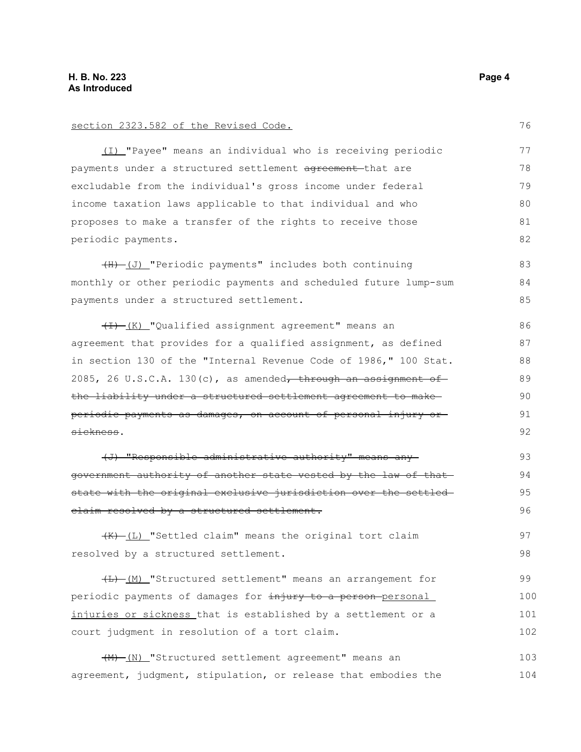section 2323.582 of the Revised Code.

(I) "Payee" means an individual who is receiving periodic payments under a structured settlement ~~agreement~~ that are excludable from the individual's gross income under federal income taxation laws applicable to that individual and who proposes to make a transfer of the rights to receive those periodic payments.

~~(H)~~ (J) "Periodic payments" includes both continuing monthly or other periodic payments and scheduled future lump-sum payments under a structured settlement.

~~(I)~~ (K) "Qualified assignment agreement" means an agreement that provides for a qualified assignment, as defined in section 130 of the "Internal Revenue Code of 1986," 100 Stat. 2085, 26 U.S.C.A. 130(c), as amended~~, through an assignment of the liability under a structured settlement agreement to make periodic payments as damages, on account of personal injury or sickness~~.

~~(J) "Responsible administrative authority" means any government authority of another state vested by the law of that state with the original exclusive jurisdiction over the settled claim resolved by a structured settlement.~~

~~(K)~~ (L) "Settled claim" means the original tort claim resolved by a structured settlement.

~~(L)~~ (M) "Structured settlement" means an arrangement for periodic payments of damages for ~~injury to a person~~ personal injuries or sickness that is established by a settlement or a court judgment in resolution of a tort claim.

~~(M)~~ (N) "Structured settlement agreement" means an agreement, judgment, stipulation, or release that embodies the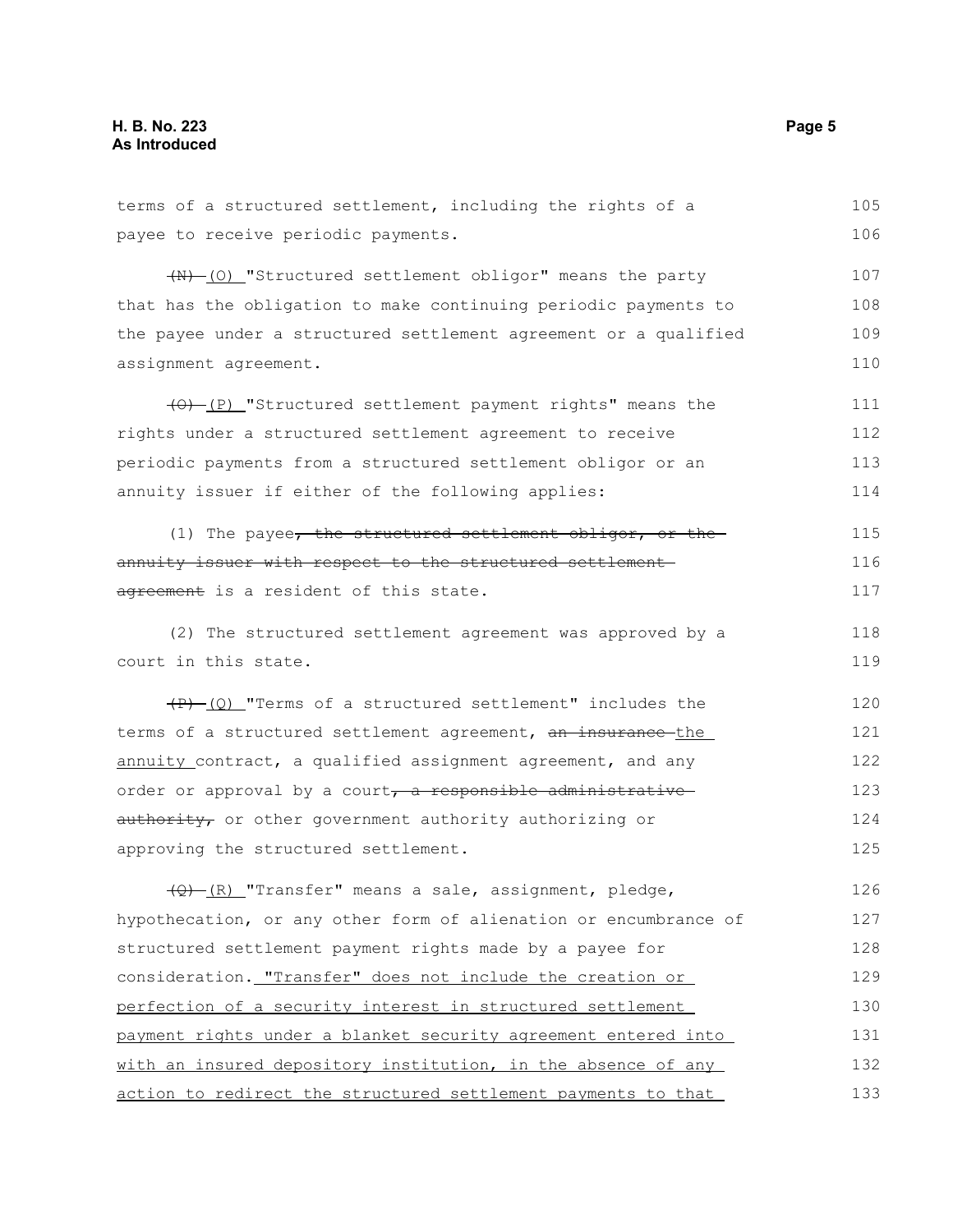terms of a structured settlement, including the rights of a payee to receive periodic payments.

~~(N)~~ (O) "Structured settlement obligor" means the party that has the obligation to make continuing periodic payments to the payee under a structured settlement agreement or a qualified assignment agreement.

~~(O)~~ (P) "Structured settlement payment rights" means the rights under a structured settlement agreement to receive periodic payments from a structured settlement obligor or an annuity issuer if either of the following applies:

(1) The payee~~, the structured settlement obligor, or the annuity issuer with respect to the structured settlement agreement~~ is a resident of this state.

(2) The structured settlement agreement was approved by a court in this state.

~~(P)~~ (Q) "Terms of a structured settlement" includes the terms of a structured settlement agreement, ~~an insurance~~ the annuity contract, a qualified assignment agreement, and any order or approval by a court~~, a responsible administrative authority,~~ or other government authority authorizing or approving the structured settlement.

~~(Q)~~ (R) "Transfer" means a sale, assignment, pledge, hypothecation, or any other form of alienation or encumbrance of structured settlement payment rights made by a payee for consideration. "Transfer" does not include the creation or perfection of a security interest in structured settlement payment rights under a blanket security agreement entered into with an insured depository institution, in the absence of any action to redirect the structured settlement payments to that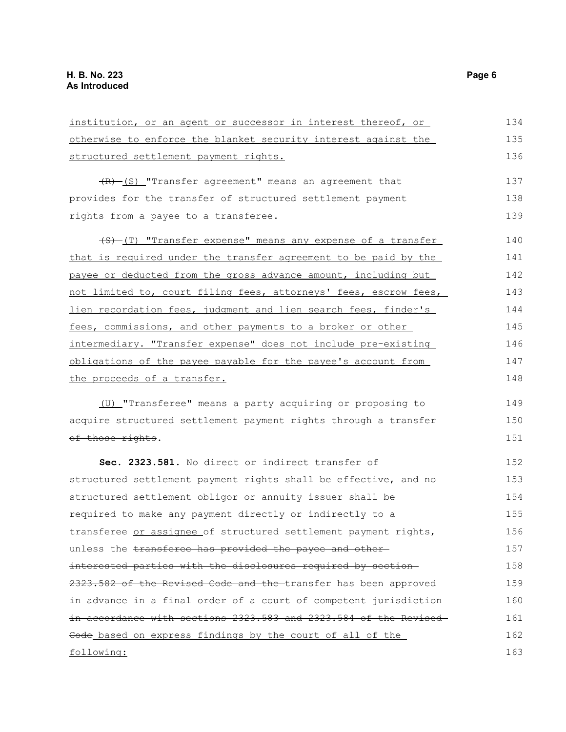institution, or an agent or successor in interest thereof, or otherwise to enforce the blanket security interest against the structured settlement payment rights.

~~(R)~~ (S) "Transfer agreement" means an agreement that provides for the transfer of structured settlement payment rights from a payee to a transferee.

~~(S)~~ (T) "Transfer expense" means any expense of a transfer that is required under the transfer agreement to be paid by the payee or deducted from the gross advance amount, including but not limited to, court filing fees, attorneys' fees, escrow fees, lien recordation fees, judgment and lien search fees, finder's fees, commissions, and other payments to a broker or other intermediary. "Transfer expense" does not include pre-existing obligations of the payee payable for the payee's account from the proceeds of a transfer.

(U) "Transferee" means a party acquiring or proposing to acquire structured settlement payment rights through a transfer ~~of those rights~~.

**Sec. 2323.581.** No direct or indirect transfer of structured settlement payment rights shall be effective, and no structured settlement obligor or annuity issuer shall be required to make any payment directly or indirectly to a transferee or assignee of structured settlement payment rights, unless the ~~transferee has provided the payee and other interested parties with the disclosures required by section 2323.582 of the Revised Code and the~~ transfer has been approved in advance in a final order of a court of competent jurisdiction ~~in accordance with sections 2323.583 and 2323.584 of the Revised Code~~ based on express findings by the court of all of the following: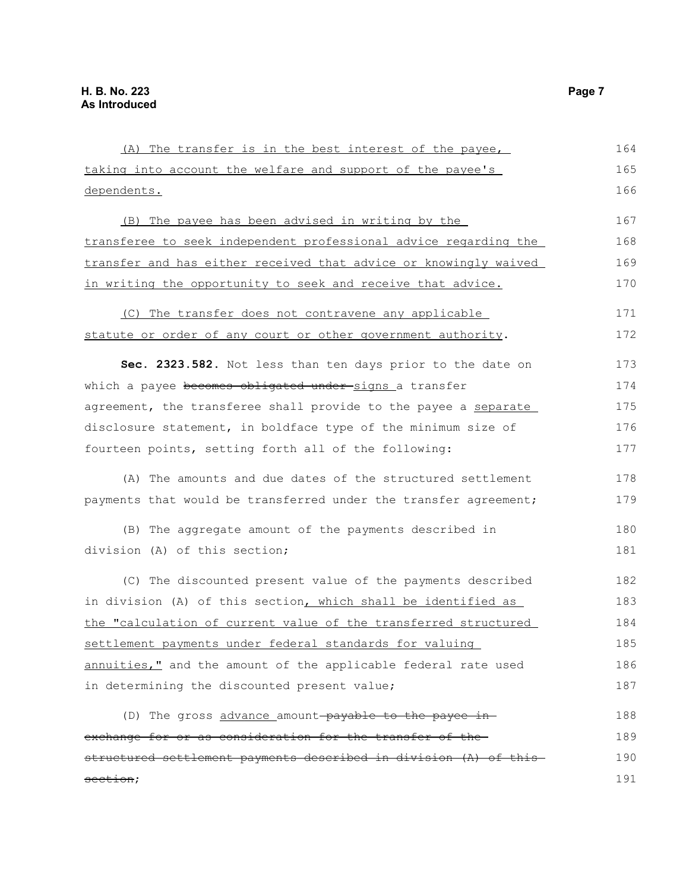(A) The transfer is in the best interest of the payee, taking into account the welfare and support of the payee's dependents.

(B) The payee has been advised in writing by the transferee to seek independent professional advice regarding the transfer and has either received that advice or knowingly waived in writing the opportunity to seek and receive that advice.

(C) The transfer does not contravene any applicable statute or order of any court or other government authority.

**Sec. 2323.582.** Not less than ten days prior to the date on which a payee ~~becomes obligated under~~ signs a transfer agreement, the transferee shall provide to the payee a separate disclosure statement, in boldface type of the minimum size of fourteen points, setting forth all of the following:

(A) The amounts and due dates of the structured settlement payments that would be transferred under the transfer agreement;

(B) The aggregate amount of the payments described in division (A) of this section;

(C) The discounted present value of the payments described in division (A) of this section, which shall be identified as the "calculation of current value of the transferred structured settlement payments under federal standards for valuing annuities," and the amount of the applicable federal rate used in determining the discounted present value;

(D) The gross advance amount ~~payable to the payee in exchange for or as consideration for the transfer of the structured settlement payments described in division (A) of this section~~;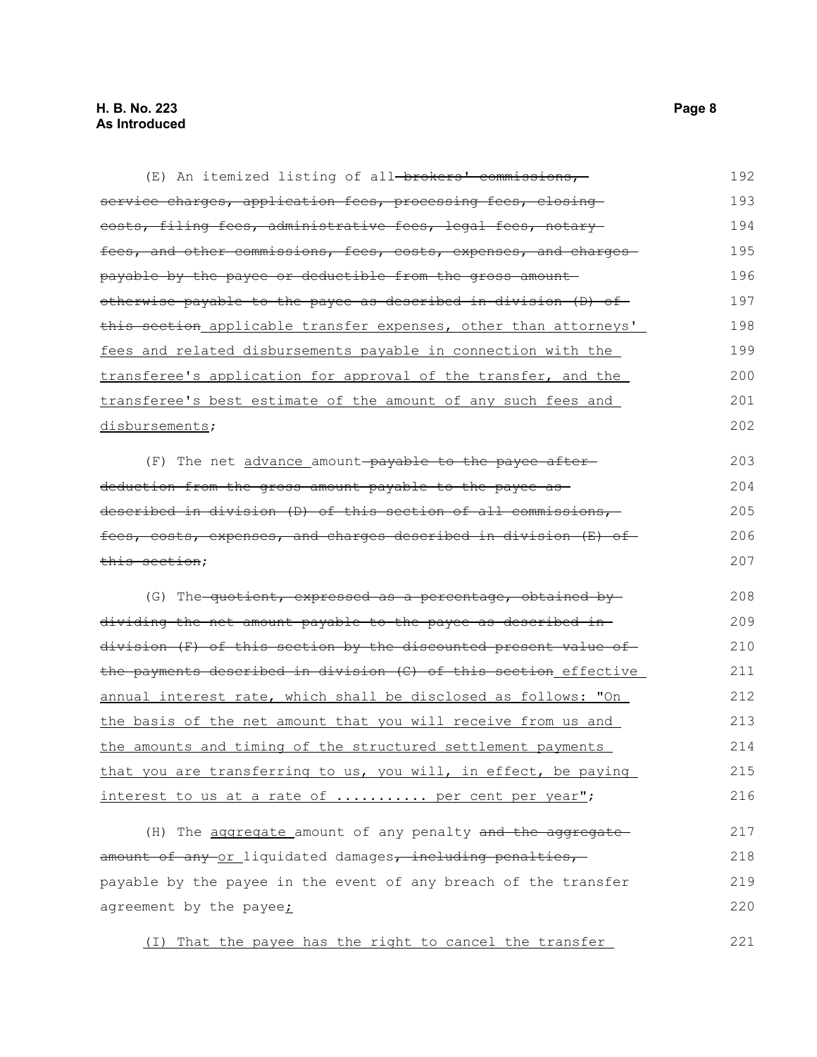(E) An itemized listing of all ~~brokers' commissions, service charges, application fees, processing fees, closing costs, filing fees, administrative fees, legal fees, notary fees, and other commissions, fees, costs, expenses, and charges payable by the payee or deductible from the gross amount otherwise payable to the payee as described in division (D) of this section~~ applicable transfer expenses, other than attorneys' fees and related disbursements payable in connection with the transferee's application for approval of the transfer, and the transferee's best estimate of the amount of any such fees and disbursements;

(F) The net advance amount ~~payable to the payee after deduction from the gross amount payable to the payee as described in division (D) of this section of all commissions, fees, costs, expenses, and charges described in division (E) of this section~~;

(G) The ~~quotient, expressed as a percentage, obtained by dividing the net amount payable to the payee as described in division (F) of this section by the discounted present value of the payments described in division (C) of this section~~ effective annual interest rate, which shall be disclosed as follows: "On the basis of the net amount that you will receive from us and the amounts and timing of the structured settlement payments that you are transferring to us, you will, in effect, be paying interest to us at a rate of .......... per cent per year";

(H) The aggregate amount of any penalty ~~and the aggregate amount of any~~ or liquidated damages~~, including penalties,~~ payable by the payee in the event of any breach of the transfer agreement by the payee;

(I) That the payee has the right to cancel the transfer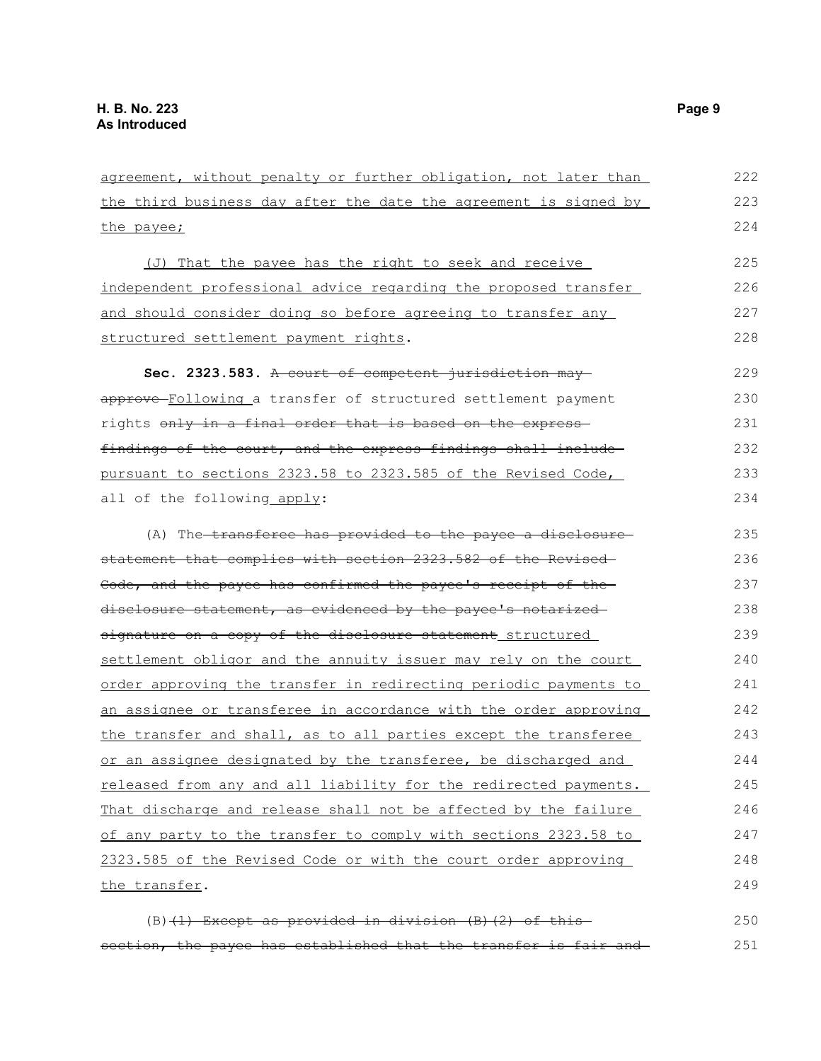agreement, without penalty or further obligation, not later than the third business day after the date the agreement is signed by the payee;

(J) That the payee has the right to seek and receive independent professional advice regarding the proposed transfer and should consider doing so before agreeing to transfer any structured settlement payment rights.

**Sec. 2323.583.** ~~A court of competent jurisdiction may approve~~ Following a transfer of structured settlement payment rights ~~only in a final order that is based on the express findings of the court, and the express findings shall include~~ pursuant to sections 2323.58 to 2323.585 of the Revised Code, all of the following apply:

(A) The ~~transferee has provided to the payee a disclosure statement that complies with section 2323.582 of the Revised Code, and the payee has confirmed the payee's receipt of the disclosure statement, as evidenced by the payee's notarized signature on a copy of the disclosure statement~~ structured settlement obligor and the annuity issuer may rely on the court order approving the transfer in redirecting periodic payments to an assignee or transferee in accordance with the order approving the transfer and shall, as to all parties except the transferee or an assignee designated by the transferee, be discharged and released from any and all liability for the redirected payments. That discharge and release shall not be affected by the failure of any party to the transfer to comply with sections 2323.58 to 2323.585 of the Revised Code or with the court order approving the transfer.

(B) ~~(1) Except as provided in division (B)(2) of this section, the payee has established that the transfer is fair and~~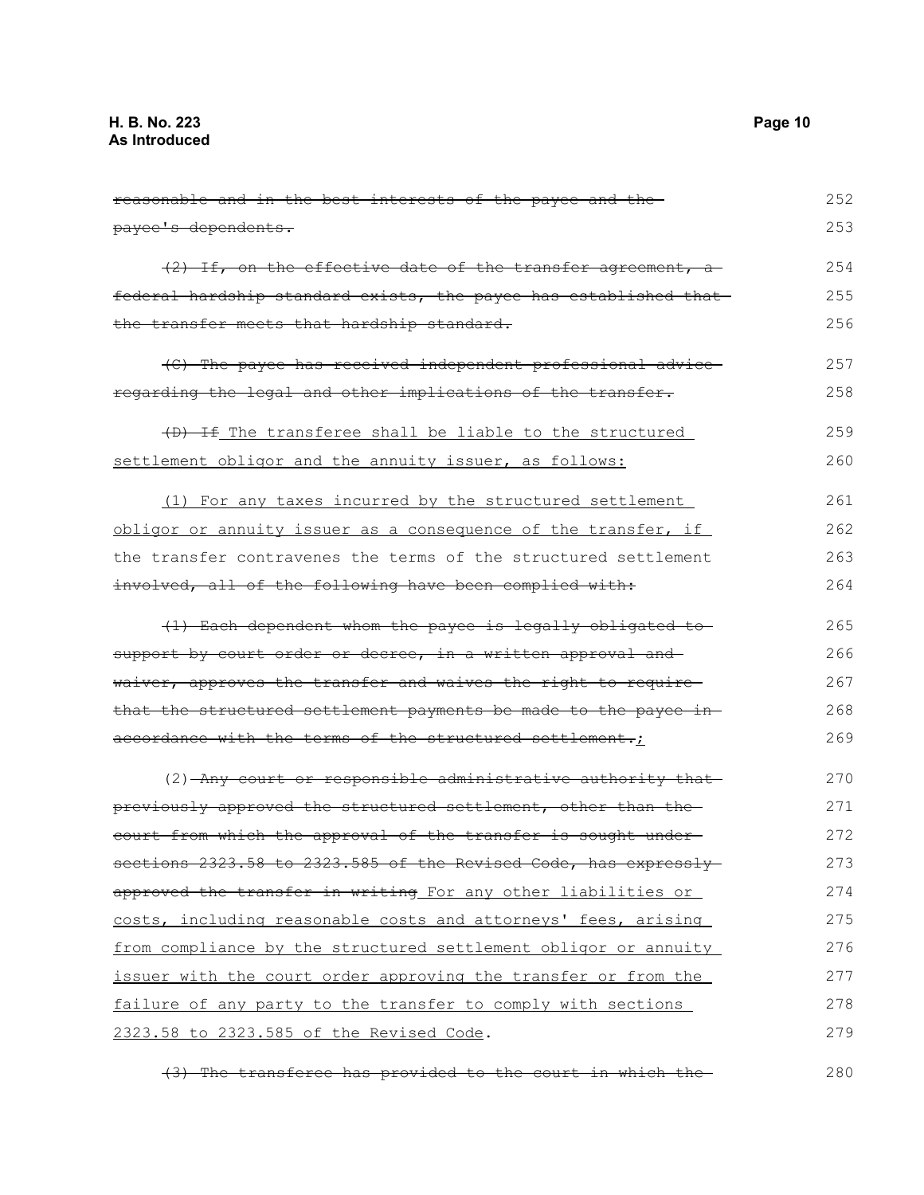~~reasonable and in the best interests of the payee and the payee's dependents.~~

~~(2) If, on the effective date of the transfer agreement, a federal hardship standard exists, the payee has established that the transfer meets that hardship standard.~~

~~(C) The payee has received independent professional advice regarding the legal and other implications of the transfer.~~

~~(D) If~~ <u>The transferee shall be liable to the structured settlement obligor and the annuity issuer, as follows:</u>

<u>(1) For any taxes incurred by the structured settlement obligor or annuity issuer as a consequence of the transfer, if</u> the transfer contravenes the terms of the structured settlement ~~involved, all of the following have been complied with:~~

~~(1) Each dependent whom the payee is legally obligated to support by court order or decree, in a written approval and waiver, approves the transfer and waives the right to require that the structured settlement payments be made to the payee in accordance with the terms of the structured settlement.~~<u>;</u>

(2) ~~Any court or responsible administrative authority that previously approved the structured settlement, other than the court from which the approval of the transfer is sought under sections 2323.58 to 2323.585 of the Revised Code, has expressly approved the transfer in writing~~ <u>For any other liabilities or costs, including reasonable costs and attorneys' fees, arising from compliance by the structured settlement obligor or annuity issuer with the court order approving the transfer or from the failure of any party to the transfer to comply with sections 2323.58 to 2323.585 of the Revised Code</u>.

~~(3) The transferee has provided to the court in which the~~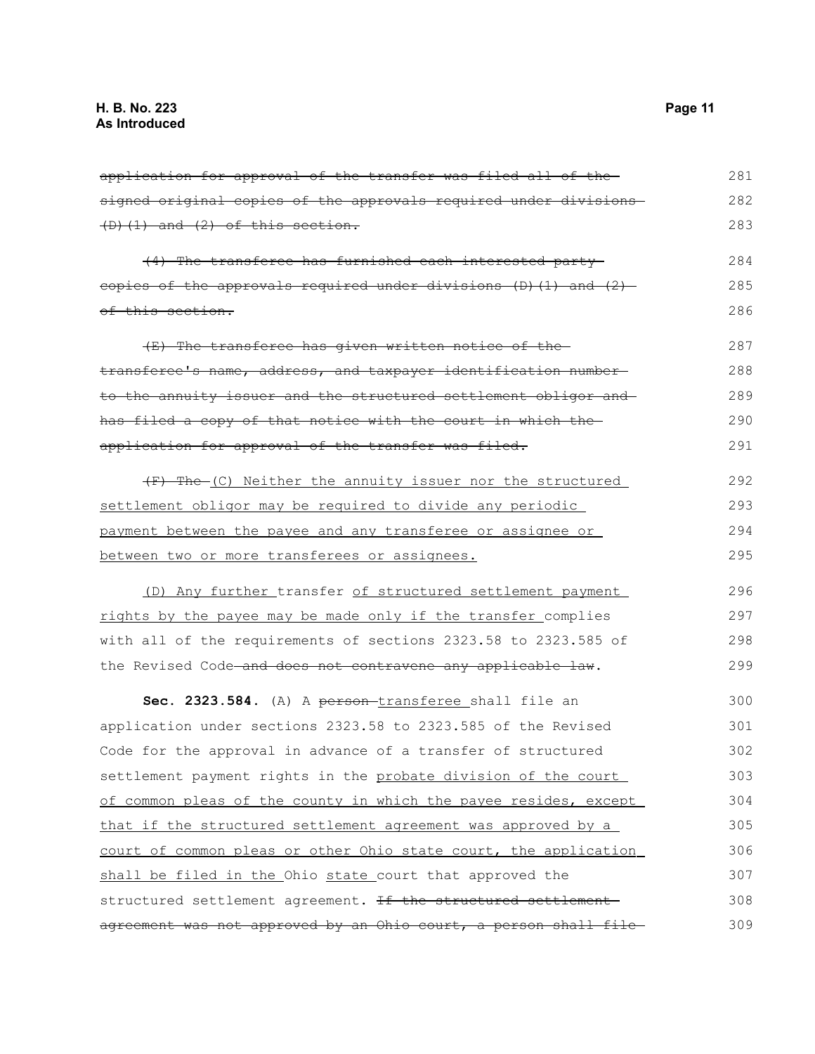~~application for approval of the transfer was filed all of the signed original copies of the approvals required under divisions (D)(1) and (2) of this section.~~

~~(4) The transferee has furnished each interested party copies of the approvals required under divisions (D)(1) and (2) of this section.~~

~~(E) The transferee has given written notice of the transferee's name, address, and taxpayer identification number to the annuity issuer and the structured settlement obligor and has filed a copy of that notice with the court in which the application for approval of the transfer was filed.~~

~~(F) The~~ <u>(C) Neither the annuity issuer nor the structured settlement obligor may be required to divide any periodic payment between the payee and any transferee or assignee or between two or more transferees or assignees.</u>

<u>(D) Any further</u> transfer <u>of structured settlement payment rights by the payee may be made only if the transfer</u> complies with all of the requirements of sections 2323.58 to 2323.585 of the Revised Code~~ and does not contravene any applicable law~~.

**Sec. 2323.584.** (A) A ~~person~~ <u>transferee</u> shall file an application under sections 2323.58 to 2323.585 of the Revised Code for the approval in advance of a transfer of structured settlement payment rights in the <u>probate division of the court of common pleas of the county in which the payee resides, except that if the structured settlement agreement was approved by a court of common pleas or other Ohio state court, the application shall be filed in the</u> Ohio <u>state</u> court that approved the structured settlement agreement. ~~If the structured settlement agreement was not approved by an Ohio court, a person shall file~~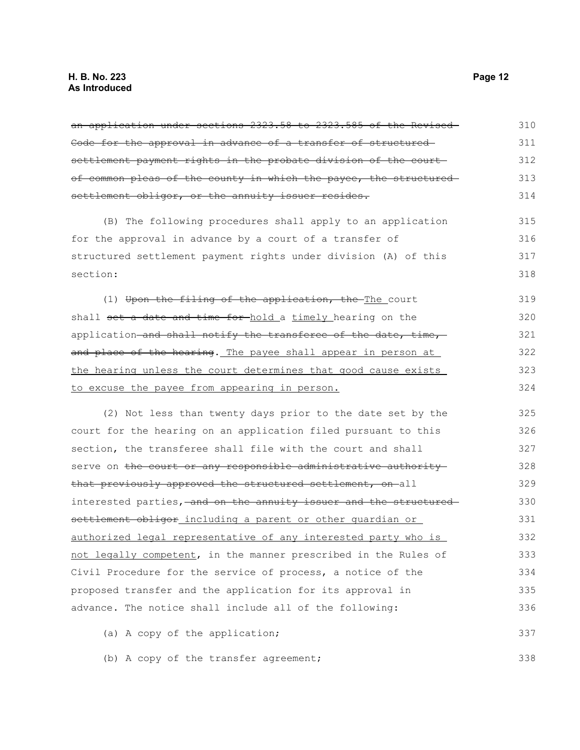~~an application under sections 2323.58 to 2323.585 of the Revised Code for the approval in advance of a transfer of structured settlement payment rights in the probate division of the court of common pleas of the county in which the payee, the structured settlement obligor, or the annuity issuer resides.~~

(B) The following procedures shall apply to an application for the approval in advance by a court of a transfer of structured settlement payment rights under division (A) of this section:

(1) ~~Upon the filing of the application, the~~ <u>The</u> court shall ~~set a date and time for~~ <u>hold</u> a <u>timely</u> hearing on the application ~~and shall notify the transferee of the date, time, and place of the hearing~~. <u>The payee shall appear in person at the hearing unless the court determines that good cause exists to excuse the payee from appearing in person.</u>

(2) Not less than twenty days prior to the date set by the court for the hearing on an application filed pursuant to this section, the transferee shall file with the court and shall serve on ~~the court or any responsible administrative authority that previously approved the structured settlement, on~~ all interested parties, ~~and on the annuity issuer and the structured settlement obligor~~ <u>including a parent or other guardian or authorized legal representative of any interested party who is not legally competent</u>, in the manner prescribed in the Rules of Civil Procedure for the service of process, a notice of the proposed transfer and the application for its approval in advance. The notice shall include all of the following:

(a) A copy of the application;

(b) A copy of the transfer agreement;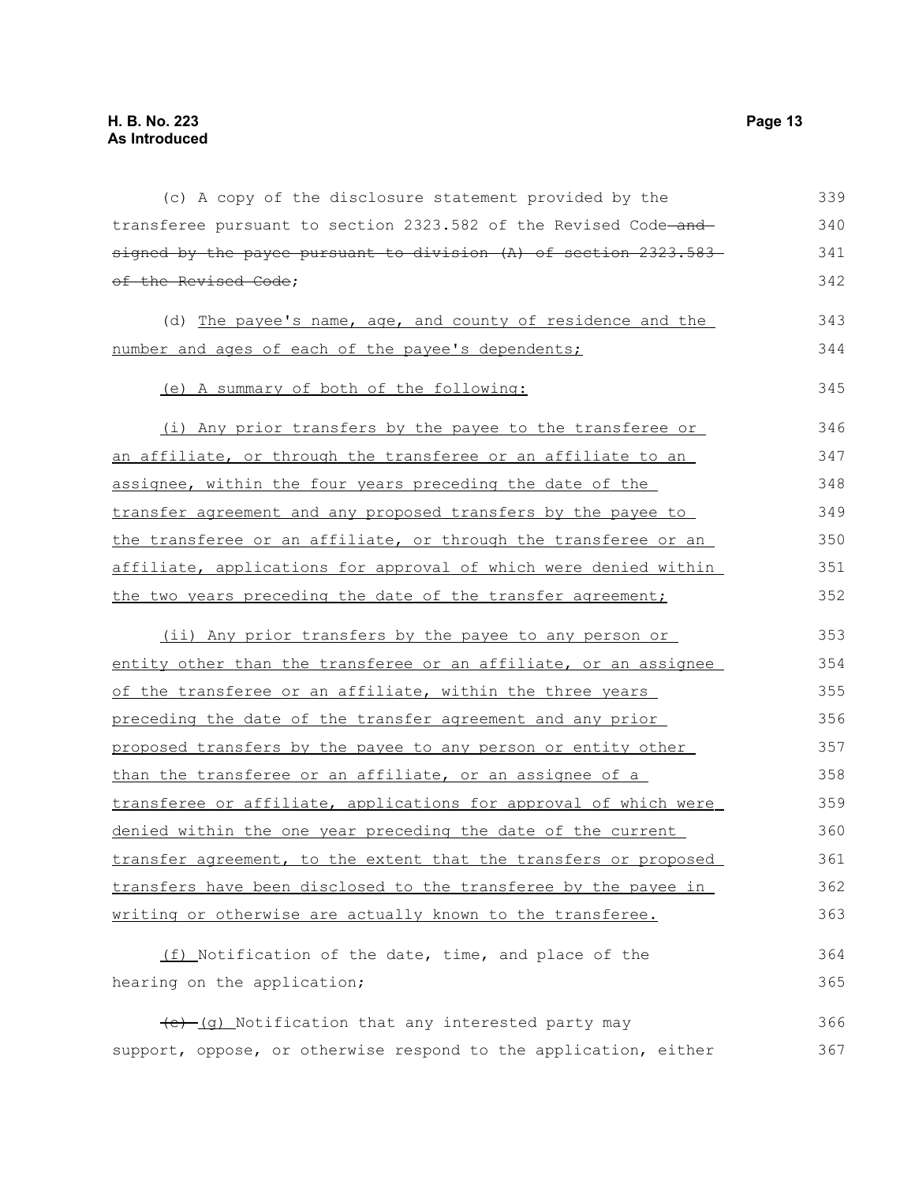(c) A copy of the disclosure statement provided by the transferee pursuant to section 2323.582 of the Revised Code ~~and signed by the payee pursuant to division (A) of section 2323.583 of the Revised Code~~;

(d) The payee's name, age, and county of residence and the number and ages of each of the payee's dependents;

(e) A summary of both of the following:

(i) Any prior transfers by the payee to the transferee or an affiliate, or through the transferee or an affiliate to an assignee, within the four years preceding the date of the transfer agreement and any proposed transfers by the payee to the transferee or an affiliate, or through the transferee or an affiliate, applications for approval of which were denied within the two years preceding the date of the transfer agreement;

(ii) Any prior transfers by the payee to any person or entity other than the transferee or an affiliate, or an assignee of the transferee or an affiliate, within the three years preceding the date of the transfer agreement and any prior proposed transfers by the payee to any person or entity other than the transferee or an affiliate, or an assignee of a transferee or affiliate, applications for approval of which were denied within the one year preceding the date of the current transfer agreement, to the extent that the transfers or proposed transfers have been disclosed to the transferee by the payee in writing or otherwise are actually known to the transferee.

(f) Notification of the date, time, and place of the hearing on the application;

~~(e)~~ (g) Notification that any interested party may support, oppose, or otherwise respond to the application, either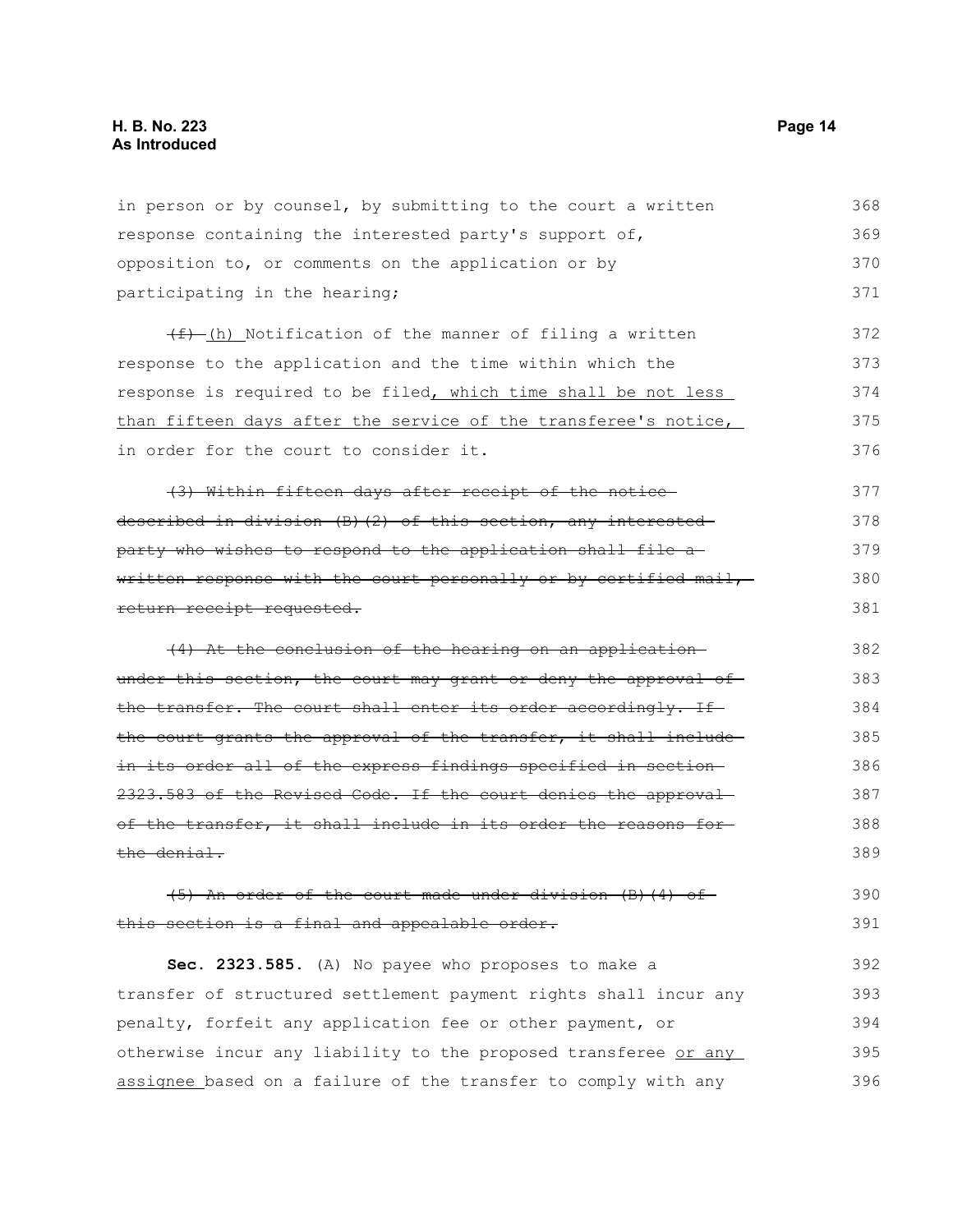in person or by counsel, by submitting to the court a written response containing the interested party's support of, opposition to, or comments on the application or by participating in the hearing;

~~(f)~~ <u>(h)</u> Notification of the manner of filing a written response to the application and the time within which the response is required to be filed<u>, which time shall be not less than fifteen days after the service of the transferee's notice,</u> in order for the court to consider it.

~~(3) Within fifteen days after receipt of the notice described in division (B)(2) of this section, any interested party who wishes to respond to the application shall file a written response with the court personally or by certified mail, return receipt requested.~~

~~(4) At the conclusion of the hearing on an application under this section, the court may grant or deny the approval of the transfer. The court shall enter its order accordingly. If the court grants the approval of the transfer, it shall include in its order all of the express findings specified in section 2323.583 of the Revised Code. If the court denies the approval of the transfer, it shall include in its order the reasons for the denial.~~

~~(5) An order of the court made under division (B)(4) of this section is a final and appealable order.~~

**Sec. 2323.585.** (A) No payee who proposes to make a transfer of structured settlement payment rights shall incur any penalty, forfeit any application fee or other payment, or otherwise incur any liability to the proposed transferee <u>or any assignee</u> based on a failure of the transfer to comply with any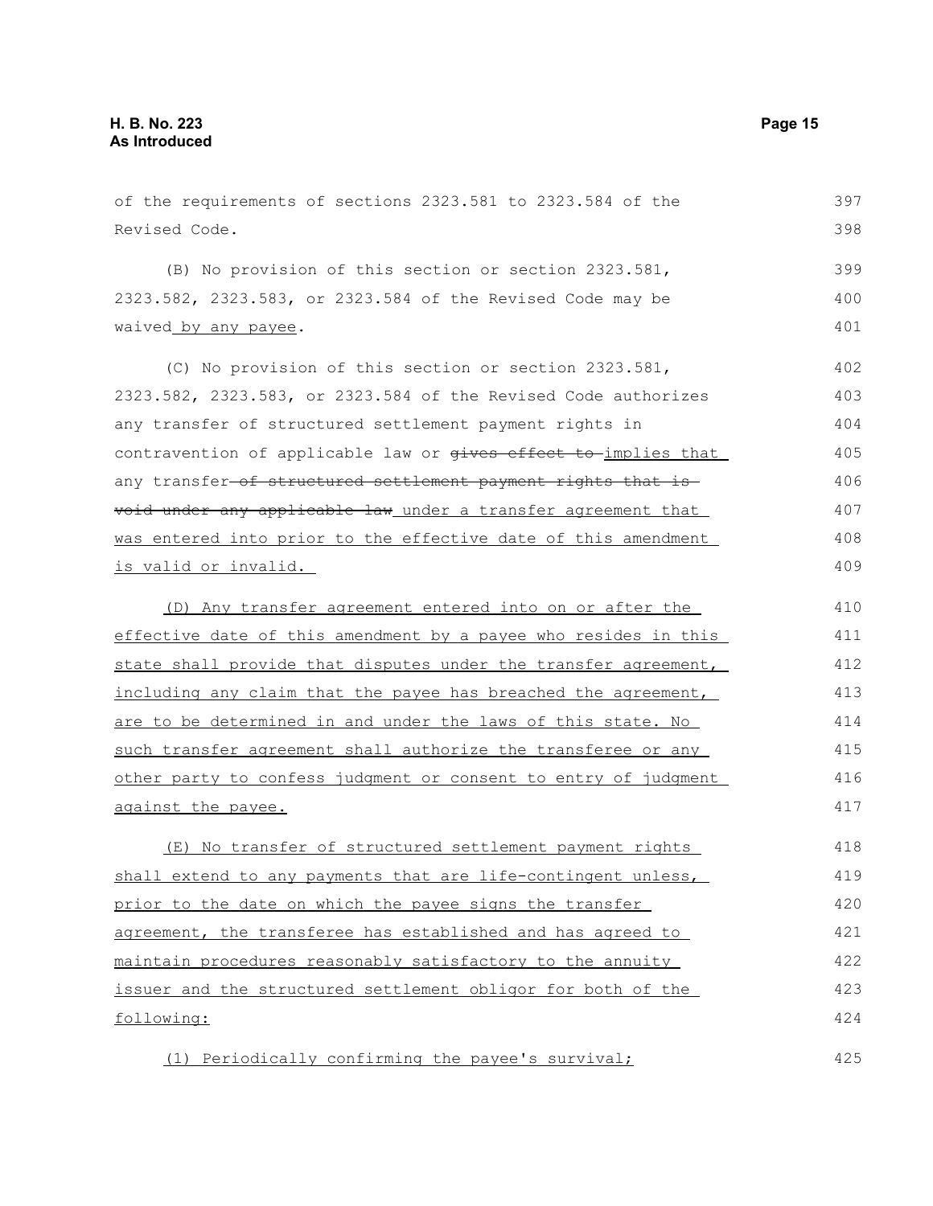of the requirements of sections 2323.581 to 2323.584 of the Revised Code.

(B) No provision of this section or section 2323.581, 2323.582, 2323.583, or 2323.584 of the Revised Code may be waived by any payee.

(C) No provision of this section or section 2323.581, 2323.582, 2323.583, or 2323.584 of the Revised Code authorizes any transfer of structured settlement payment rights in contravention of applicable law or ~~gives effect to~~ implies that any transfer ~~of structured settlement payment rights that is void under any applicable law~~ under a transfer agreement that was entered into prior to the effective date of this amendment is valid or invalid.

(D) Any transfer agreement entered into on or after the effective date of this amendment by a payee who resides in this state shall provide that disputes under the transfer agreement, including any claim that the payee has breached the agreement, are to be determined in and under the laws of this state. No such transfer agreement shall authorize the transferee or any other party to confess judgment or consent to entry of judgment against the payee.

(E) No transfer of structured settlement payment rights shall extend to any payments that are life-contingent unless, prior to the date on which the payee signs the transfer agreement, the transferee has established and has agreed to maintain procedures reasonably satisfactory to the annuity issuer and the structured settlement obligor for both of the following:

(1) Periodically confirming the payee's survival;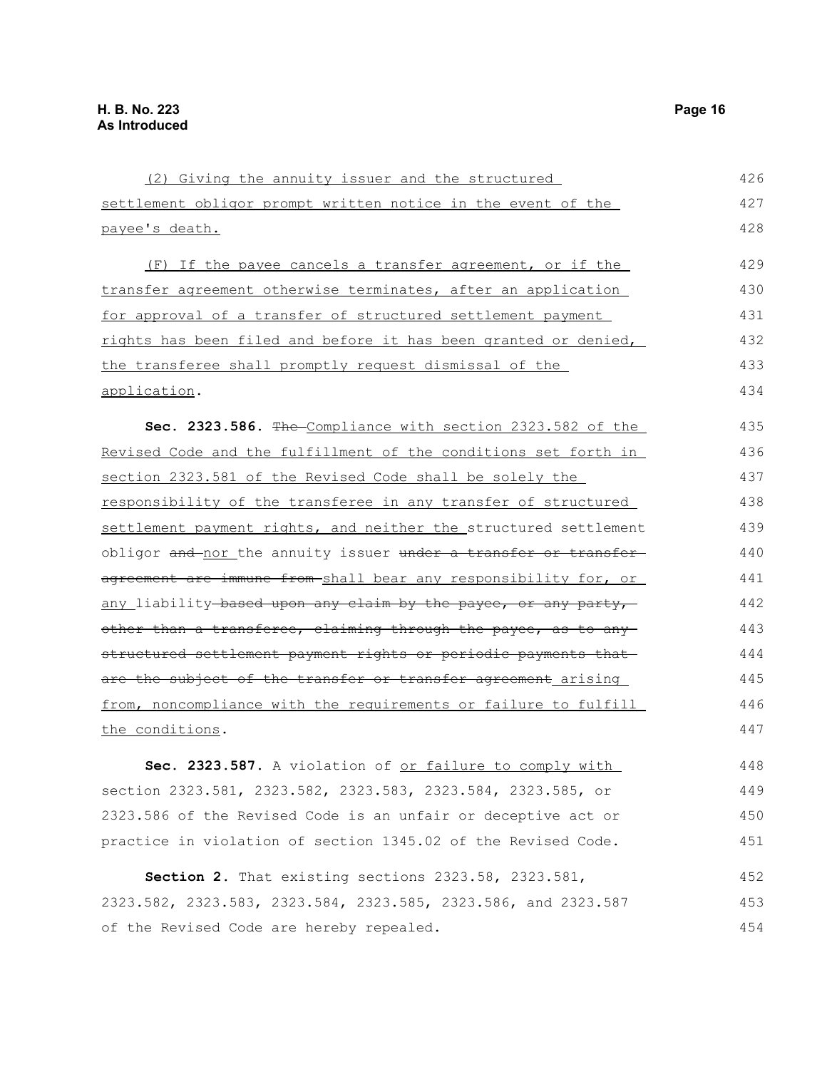(2) Giving the annuity issuer and the structured settlement obligor prompt written notice in the event of the payee's death.

(F) If the payee cancels a transfer agreement, or if the transfer agreement otherwise terminates, after an application for approval of a transfer of structured settlement payment rights has been filed and before it has been granted or denied, the transferee shall promptly request dismissal of the application.

**Sec. 2323.586.** ~~The~~ Compliance with section 2323.582 of the Revised Code and the fulfillment of the conditions set forth in section 2323.581 of the Revised Code shall be solely the responsibility of the transferee in any transfer of structured settlement payment rights, and neither the structured settlement obligor ~~and~~ nor the annuity issuer ~~under a transfer or transfer agreement are immune from~~ shall bear any responsibility for, or any liability ~~based upon any claim by the payee, or any party, other than a transferee, claiming through the payee, as to any structured settlement payment rights or periodic payments that are the subject of the transfer or transfer agreement~~ arising from, noncompliance with the requirements or failure to fulfill the conditions.

**Sec. 2323.587.** A violation of or failure to comply with section 2323.581, 2323.582, 2323.583, 2323.584, 2323.585, or 2323.586 of the Revised Code is an unfair or deceptive act or practice in violation of section 1345.02 of the Revised Code.

**Section 2.** That existing sections 2323.58, 2323.581, 2323.582, 2323.583, 2323.584, 2323.585, 2323.586, and 2323.587 of the Revised Code are hereby repealed.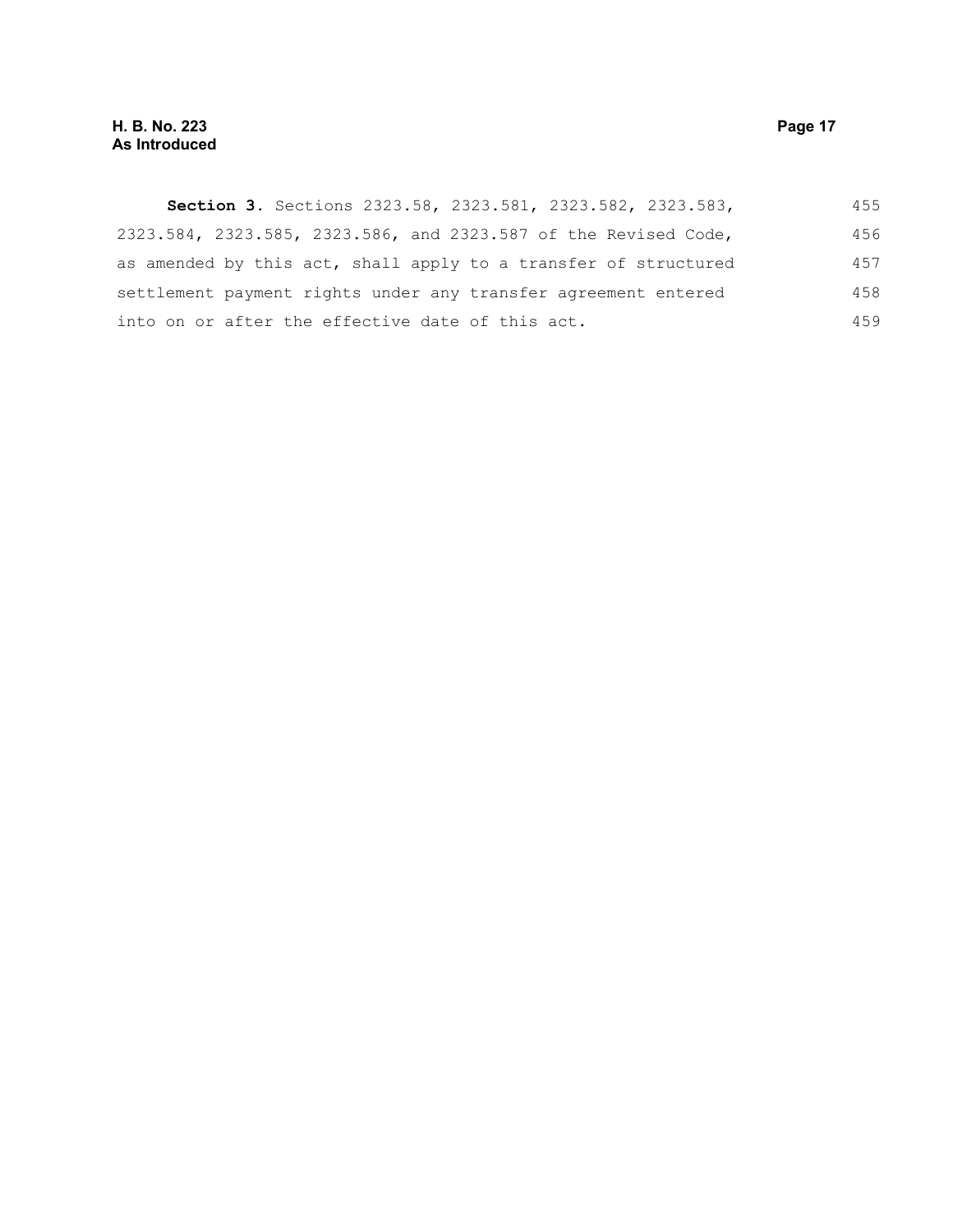**Section 3.** Sections 2323.58, 2323.581, 2323.582, 2323.583, 2323.584, 2323.585, 2323.586, and 2323.587 of the Revised Code, as amended by this act, shall apply to a transfer of structured settlement payment rights under any transfer agreement entered into on or after the effective date of this act.